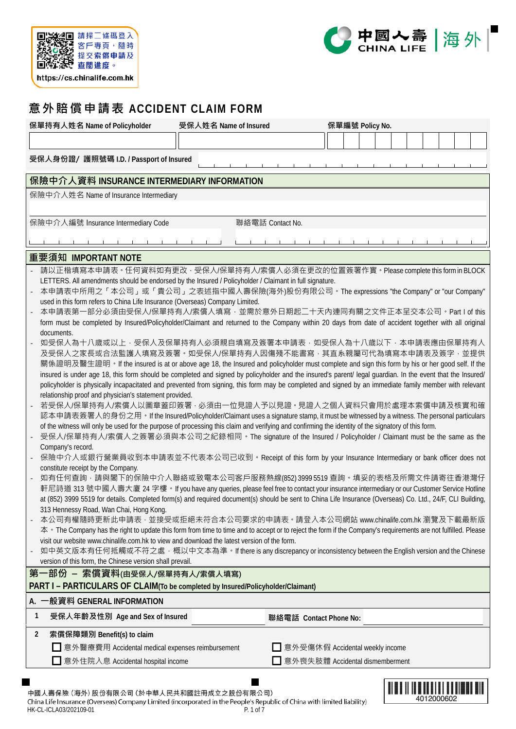請掃二維碼登入客戶專頁，隨時提交索償申請及查閱進度。
https://cs.chinalife.com.hk

中國人壽 CHINA LIFE | 海外

# 意外賠償申請表 ACCIDENT CLAIM FORM

| 保單持有人姓名 Name of Policyholder | 受保人姓名 Name of Insured | 保單編號 Policy No. |
|---|---|---|
| | | |

受保人身份證/ 護照號碼 I.D. / Passport of Insured

## 保險中介人資料 INSURANCE INTERMEDIARY INFORMATION

保險中介人姓名 Name of Insurance Intermediary

保險中介人編號 Insurance Intermediary Code

聯絡電話 Contact No.

## 重要須知 IMPORTANT NOTE

- 請以正楷填寫本申請表。任何資料如有更改，受保人/保單持有人/索償人必須在更改的位置簽署作實。Please complete this form in BLOCK LETTERS. All amendments should be endorsed by the Insured / Policyholder / Claimant in full signature.
- 本申請表中所用之「本公司」或「貴公司」之表述指中國人壽保險(海外)股份有限公司。The expressions "the Company" or "our Company" used in this form refers to China Life Insurance (Overseas) Company Limited.
- 本申請表第一部分必須由受保人/保單持有人/索償人填寫，並需於意外日期起二十天內連同有關之文件正本呈交本公司。Part I of this form must be completed by Insured/Policyholder/Claimant and returned to the Company within 20 days from date of accident together with all original documents.
- 如受保人為十八歲或以上，受保人及保單持有人必須親自填寫及簽署本申請表，如受保人為十八歲以下，本申請表應由保單持有人及受保人之家長或合法監護人填寫及簽署。如受保人/保單持有人因傷殘不能書寫，其直系親屬可代為填寫本申請表及簽字，並提供關係證明及醫生證明。If the insured is at or above age 18, the Insured and policyholder must complete and sign this form by his or her good self. If the insured is under age 18, this form should be completed and signed by policyholder and the insured's parent/ legal guardian. In the event that the Insured/ policyholder is physically incapacitated and prevented from signing, this form may be completed and signed by an immediate family member with relevant relationship proof and physician's statement provided.
- 若受保人/保單持有人/索償人以圖章蓋印簽署，必須由一位見證人予以見證。見證人之個人資料只會用於處理本索償申請及核實和確認本申請表簽署人的身份之用。If the Insured/Policyholder/Claimant uses a signature stamp, it must be witnessed by a witness. The personal particulars of the witness will only be used for the purpose of processing this claim and verifying and confirming the identity of the signatory of this form.
- 受保人/保單持有人/索償人之簽署必須與本公司之紀錄相同。The signature of the Insured / Policyholder / Claimant must be the same as the Company's record.
- 保險中介人或銀行營業員收到本申請表並不代表本公司已收到。Receipt of this form by your Insurance Intermediary or bank officer does not constitute receipt by the Company.
- 如有任何查詢，請與閣下的保險中介人聯絡或致電本公司客戶服務熱線(852) 3999 5519 查詢。填妥的表格及所需文件請寄往香港灣仔軒尼詩道 313 號中國人壽大廈 24 字樓。If you have any queries, please feel free to contact your insurance intermediary or our Customer Service Hotline at (852) 3999 5519 for details. Completed form(s) and required document(s) should be sent to China Life Insurance (Overseas) Co. Ltd., 24/F, CLI Building, 313 Hennessy Road, Wan Chai, Hong Kong.
- 本公司有權隨時更新此申請表，並接受或拒絕未符合本公司要求的申請表。請登入本公司網站 www.chinalife.com.hk 瀏覽及下載最新版本。The Company has the right to update this form from time to time and to accept or to reject the form if the Company's requirements are not fulfilled. Please visit our website www.chinalife.com.hk to view and download the latest version of the form.
- 如中英文版本有任何抵觸或不符之處，概以中文本為準。If there is any discrepancy or inconsistency between the English version and the Chinese version of this form, the Chinese version shall prevail.

## 第一部份 – 索償資料(由受保人/保單持有人/索償人填寫)
## PART I – PARTICULARS OF CLAIM(To be completed by Insured/Policyholder/Claimant)

### A. 一般資料 GENERAL INFORMATION

1 受保人年齡及性別 Age and Sex of Insured ______ 聯絡電話 Contact Phone No: ______

2 索償保障類別 Benefit(s) to claim

- ☐ 意外醫療費用 Accidental medical expenses reimbursement
- ☐ 意外受傷休假 Accidental weekly income
- ☐ 意外住院入息 Accidental hospital income
- ☐ 意外喪失肢體 Accidental dismemberment

中國人壽保險 (海外) 股份有限公司 (於中華人民共和國註冊成立之股份有限公司)
China Life Insurance (Overseas) Company Limited (incorporated in the People's Republic of China with limited liability)
HK-CL-ICLA03/202109-01

4012000602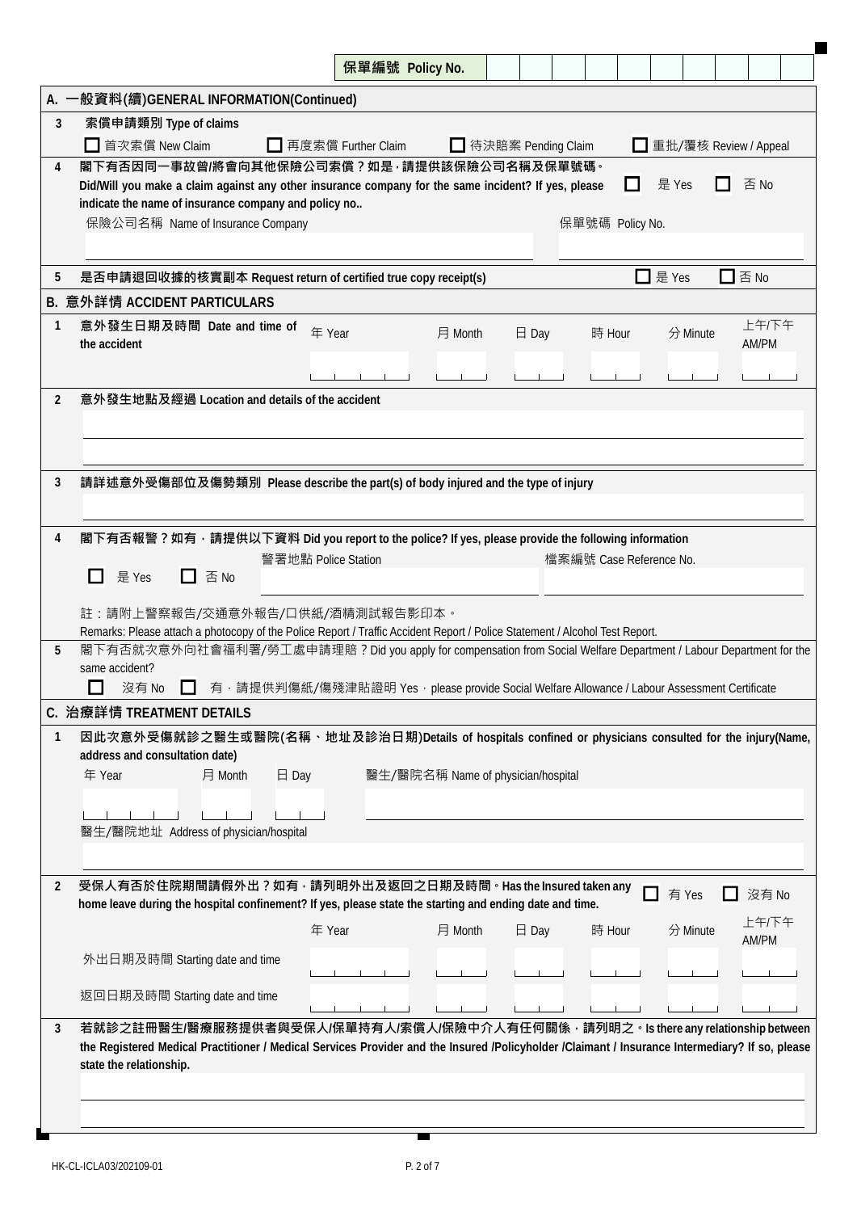**保單編號 Policy No.** | | | | | | | | | | |

## A. 一般資料(續)GENERAL INFORMATION(Continued)

**3 索償申請類別 Type of claims**

☐ 首次索償 New Claim ☐ 再度索償 Further Claim ☐ 待決賠案 Pending Claim ☐ 重批/覆核 Review / Appeal

**4 閣下有否因同一事故曾/將會向其他保險公司索償？如是，請提供該保險公司名稱及保單號碼。**
**Did/Will you make a claim against any other insurance company for the same incident? If yes, please indicate the name of insurance company and policy no..** ☐ 是 Yes ☐ 否 No

保險公司名稱 Name of Insurance Company ________________ 保單號碼 Policy No. ________________

**5 是否申請退回收據的核實副本 Request return of certified true copy receipt(s)** ☐ 是 Yes ☐ 否 No

## B. 意外詳情 ACCIDENT PARTICULARS

**1 意外發生日期及時間 Date and time of the accident**

| 年 Year | 月 Month | 日 Day | 時 Hour | 分 Minute | 上午/下午 AM/PM |
|---|---|---|---|---|---|
| | | | | | |

**2 意外發生地點及經過 Location and details of the accident**

________________

________________

**3 請詳述意外受傷部位及傷勢類別 Please describe the part(s) of body injured and the type of injury**

________________

**4 閣下有否報警？如有，請提供以下資料 Did you report to the police? If yes, please provide the following information**

☐ 是 Yes ☐ 否 No 警署地點 Police Station ________________ 檔案編號 Case Reference No. ________________

註：請附上警察報告/交通意外報告/口供紙/酒精測試報告影印本。
Remarks: Please attach a photocopy of the Police Report / Traffic Accident Report / Police Statement / Alcohol Test Report.

**5** 閣下有否就次意外向社會福利署/勞工處申請理賠？Did you apply for compensation from Social Welfare Department / Labour Department for the same accident?

☐ 沒有 No ☐ 有，請提供判傷紙/傷殘津貼證明 Yes，please provide Social Welfare Allowance / Labour Assessment Certificate

## C. 治療詳情 TREATMENT DETAILS

**1 因此次意外受傷就診之醫生或醫院(名稱、地址及診治日期)Details of hospitals confined or physicians consulted for the injury(Name, address and consultation date)**

| 年 Year | 月 Month | 日 Day | 醫生/醫院名稱 Name of physician/hospital |
|---|---|---|---|
| | | | |

醫生/醫院地址 Address of physician/hospital

________________

**2 受保人有否於住院期間請假外出？如有，請列明外出及返回之日期及時間。Has the Insured taken any home leave during the hospital confinement? If yes, please state the starting and ending date and time.** ☐ 有 Yes ☐ 沒有 No

| | 年 Year | 月 Month | 日 Day | 時 Hour | 分 Minute | 上午/下午 AM/PM |
|---|---|---|---|---|---|---|
| 外出日期及時間 Starting date and time | | | | | | |
| 返回日期及時間 Starting date and time | | | | | | |

**3 若就診之註冊醫生/醫療服務提供者與受保人/保單持有人/索償人/保險中介人有任何關係，請列明之。Is there any relationship between the Registered Medical Practitioner / Medical Services Provider and the Insured /Policyholder /Claimant / Insurance Intermediary? If so, please state the relationship.**

________________

________________

HK-CL-ICLA03/202109-01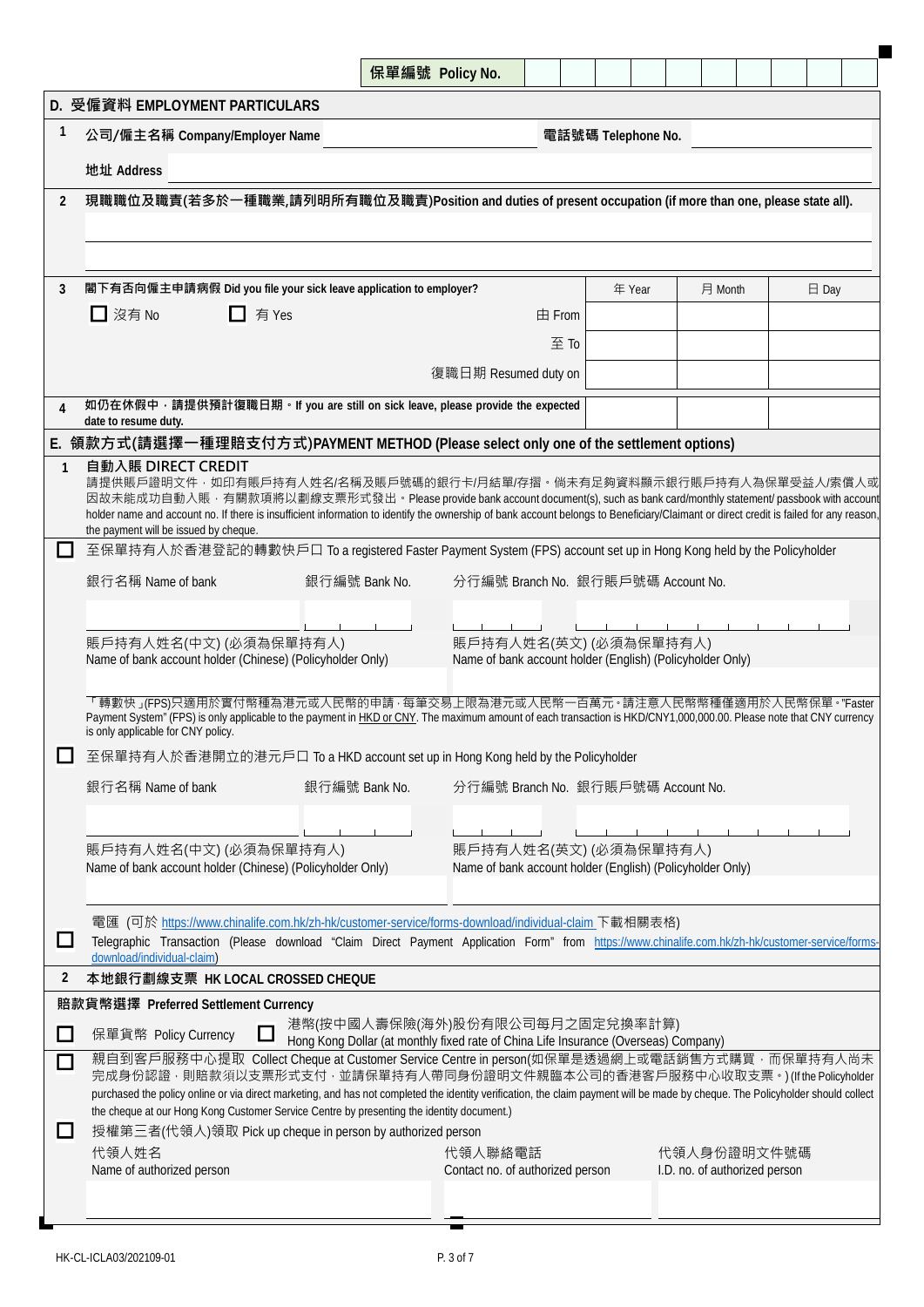保單編號 Policy No.

## D. 受僱資料 EMPLOYMENT PARTICULARS

**1** **公司/僱主名稱 Company/Employer Name** ______ **電話號碼 Telephone No.** ______

**地址 Address** ______

**2** **現職職位及職責(若多於一種職業,請列明所有職位及職責)Position and duties of present occupation (if more than one, please state all).**

______

**3** **閣下有否向僱主申請病假 Did you file your sick leave application to employer?**

☐ 沒有 No ☐ 有 Yes

| | 年 Year | 月 Month | 日 Day |
|---|---|---|---|
| 由 From | | | |
| 至 To | | | |
| 復職日期 Resumed duty on | | | |

**4** **如仍在休假中，請提供預計復職日期。If you are still on sick leave, please provide the expected date to resume duty.** ______

## E. 領款方式(請選擇一種理賠支付方式)PAYMENT METHOD (Please select only one of the settlement options)

**1** **自動入賬 DIRECT CREDIT**

請提供賬戶證明文件，如印有賬戶持有人姓名/名稱及賬戶號碼的銀行卡/月結單/存摺。倘未有足夠資料顯示銀行賬戶持有人為保單受益人/索償人或因故未能成功自動入賬，有關款項將以劃線支票形式發出。Please provide bank account document(s), such as bank card/monthly statement/ passbook with account holder name and account no. If there is insufficient information to identify the ownership of bank account belongs to Beneficiary/Claimant or direct credit is failed for any reason, the payment will be issued by cheque.

☐ 至保單持有人於香港登記的轉數快戶口 To a registered Faster Payment System (FPS) account set up in Hong Kong held by the Policyholder

| 銀行名稱 Name of bank | 銀行編號 Bank No. | 分行編號 Branch No. | 銀行賬戶號碼 Account No. |
|---|---|---|---|
| | | | |

| 賬戶持有人姓名(中文) (必須為保單持有人) Name of bank account holder (Chinese) (Policyholder Only) | 賬戶持有人姓名(英文) (必須為保單持有人) Name of bank account holder (English) (Policyholder Only) |
|---|---|
| | |

「轉數快」(FPS)只適用於實付幣種為港元或人民幣的申請，每筆交易上限為港元或人民幣一百萬元。請注意人民幣幣種僅適用於人民幣保單。"Faster Payment System" (FPS) is only applicable to the payment in HKD or CNY. The maximum amount of each transaction is HKD/CNY1,000,000.00. Please note that CNY currency is only applicable for CNY policy.

☐ 至保單持有人於香港開立的港元戶口 To a HKD account set up in Hong Kong held by the Policyholder

| 銀行名稱 Name of bank | 銀行編號 Bank No. | 分行編號 Branch No. | 銀行賬戶號碼 Account No. |
|---|---|---|---|
| | | | |

| 賬戶持有人姓名(中文) (必須為保單持有人) Name of bank account holder (Chinese) (Policyholder Only) | 賬戶持有人姓名(英文) (必須為保單持有人) Name of bank account holder (English) (Policyholder Only) |
|---|---|
| | |

☐ 電匯 (可於 https://www.chinalife.com.hk/zh-hk/customer-service/forms-download/individual-claim 下載相關表格)
Telegraphic Transaction (Please download "Claim Direct Payment Application Form" from https://www.chinalife.com.hk/zh-hk/customer-service/forms-download/individual-claim)

**2** **本地銀行劃線支票 HK LOCAL CROSSED CHEQUE**

**賠款貨幣選擇 Preferred Settlement Currency**

☐ 保單貨幣 Policy Currency ☐ 港幣(按中國人壽保險(海外)股份有限公司每月之固定兌換率計算) Hong Kong Dollar (at monthly fixed rate of China Life Insurance (Overseas) Company)

☐ 親自到客戶服務中心提取 Collect Cheque at Customer Service Centre in person(如保單是透過網上或電話銷售方式購買，而保單持有人尚未完成身份認證，則賠款須以支票形式支付，並請保單持有人帶同身份證明文件親臨本公司的香港客戶服務中心收取支票。) (If the Policyholder purchased the policy online or via direct marketing, and has not completed the identity verification, the claim payment will be made by cheque. The Policyholder should collect the cheque at our Hong Kong Customer Service Centre by presenting the identity document.)

☐ 授權第三者(代領人)領取 Pick up cheque in person by authorized person

| 代領人姓名 Name of authorized person | 代領人聯絡電話 Contact no. of authorized person | 代領人身份證明文件號碼 I.D. no. of authorized person |
|---|---|---|
| | | |

HK-CL-ICLA03/202109-01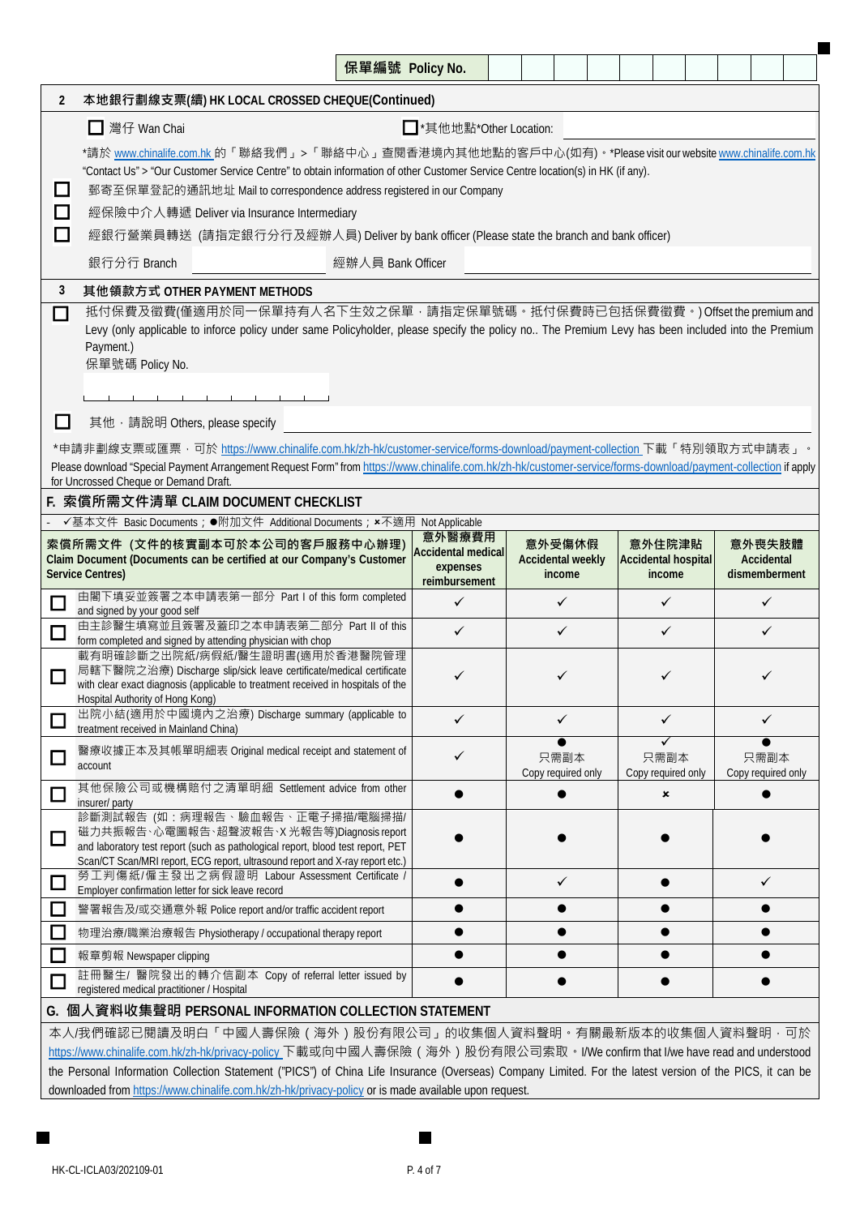保單編號 Policy No.

## 2 本地銀行劃線支票(續) HK LOCAL CROSSED CHEQUE(Continued)

☐ 灣仔 Wan Chai　　☐ *其他地點*Other Location: \_\_\_\_\_\_\_\_\_\_

*請於 www.chinalife.com.hk 的「聯絡我們」>「聯絡中心」查閱香港境內其他地點的客戶中心(如有)。*Please visit our website www.chinalife.com.hk "Contact Us" > "Our Customer Service Centre" to obtain information of other Customer Service Centre location(s) in HK (if any).

☐ 郵寄至保單登記的通訊地址 Mail to correspondence address registered in our Company

☐ 經保險中介人轉遞 Deliver via Insurance Intermediary

☐ 經銀行營業員轉送 (請指定銀行分行及經辦人員) Deliver by bank officer (Please state the branch and bank officer)

銀行分行 Branch \_\_\_\_\_\_\_\_\_\_　經辦人員 Bank Officer \_\_\_\_\_\_\_\_\_\_

## 3 其他領款方式 OTHER PAYMENT METHODS

☐ 抵付保費及徵費(僅適用於同一保單持有人名下生效之保單，請指定保單號碼。抵付保費時已包括保費徵費。) Offset the premium and Levy (only applicable to inforce policy under same Policyholder, please specify the policy no.. The Premium Levy has been included into the Premium Payment.)

保單號碼 Policy No.

☐ 其他，請說明 Others, please specify \_\_\_\_\_\_\_\_\_\_

*申請非劃線支票或匯票，可於 https://www.chinalife.com.hk/zh-hk/customer-service/forms-download/payment-collection 下載「特別領取方式申請表」。

Please download "Special Payment Arrangement Request Form" from https://www.chinalife.com.hk/zh-hk/customer-service/forms-download/payment-collection if apply for Uncrossed Cheque or Demand Draft.

## F. 索償所需文件清單 CLAIM DOCUMENT CHECKLIST

- ✓基本文件 Basic Documents；●附加文件 Additional Documents；×不適用 Not Applicable

| 索償所需文件 (文件的核實副本可於本公司的客戶服務中心辦理) Claim Document (Documents can be certified at our Company's Customer Service Centres) | 意外醫療費用 Accidental medical expenses reimbursement | 意外受傷休假 Accidental weekly income | 意外住院津貼 Accidental hospital income | 意外喪失肢體 Accidental dismemberment |
|---|---|---|---|---|
| ☐ 由閣下填妥並簽署之本申請表第一部分 Part I of this form completed and signed by your good self | ✓ | ✓ | ✓ | ✓ |
| ☐ 由主診醫生填寫並且簽署及蓋印之本申請表第二部分 Part II of this form completed and signed by attending physician with chop | ✓ | ✓ | ✓ | ✓ |
| ☐ 載有明確診斷之出院紙/病假紙/醫生證明書(適用於香港醫院管理局轄下醫院之治療) Discharge slip/sick leave certificate/medical certificate with clear exact diagnosis (applicable to treatment received in hospitals of the Hospital Authority of Hong Kong) | ✓ | ✓ | ✓ | ✓ |
| ☐ 出院小結(適用於中國境內之治療) Discharge summary (applicable to treatment received in Mainland China) | ✓ | ✓ | ✓ | ✓ |
| ☐ 醫療收據正本及其帳單明細表 Original medical receipt and statement of account | ✓ | ● 只需副本 Copy required only | ✓ 只需副本 Copy required only | ● 只需副本 Copy required only |
| ☐ 其他保險公司或機構賠付之清單明細 Settlement advice from other insurer/ party | ● | ● | × | ● |
| ☐ 診斷測試報告 (如：病理報告、驗血報告、正電子掃描/電腦掃描/磁力共振報告、心電圖報告、超聲波報告、X光報告等)Diagnosis report and laboratory test report (such as pathological report, blood test report, PET Scan/CT Scan/MRI report, ECG report, ultrasound report and X-ray report etc.) | ● | ● | ● | ● |
| ☐ 勞工判傷紙/僱主發出之病假證明 Labour Assessment Certificate / Employer confirmation letter for sick leave record | ● | ✓ | ● | ✓ |
| ☐ 警署報告及/或交通意外報 Police report and/or traffic accident report | ● | ● | ● | ● |
| ☐ 物理治療/職業治療報告 Physiotherapy / occupational therapy report | ● | ● | ● | ● |
| ☐ 報章剪報 Newspaper clipping | ● | ● | ● | ● |
| ☐ 註冊醫生/ 醫院發出的轉介信副本 Copy of referral letter issued by registered medical practitioner / Hospital | ● | ● | ● | ● |

## G. 個人資料收集聲明 PERSONAL INFORMATION COLLECTION STATEMENT

本人/我們確認已閱讀及明白「中國人壽保險（海外）股份有限公司」的收集個人資料聲明。有關最新版本的收集個人資料聲明，可於 https://www.chinalife.com.hk/zh-hk/privacy-policy 下載或向中國人壽保險（海外）股份有限公司索取。I/We confirm that I/we have read and understood the Personal Information Collection Statement ("PICS") of China Life Insurance (Overseas) Company Limited. For the latest version of the PICS, it can be downloaded from https://www.chinalife.com.hk/zh-hk/privacy-policy or is made available upon request.

HK-CL-ICLA03/202109-01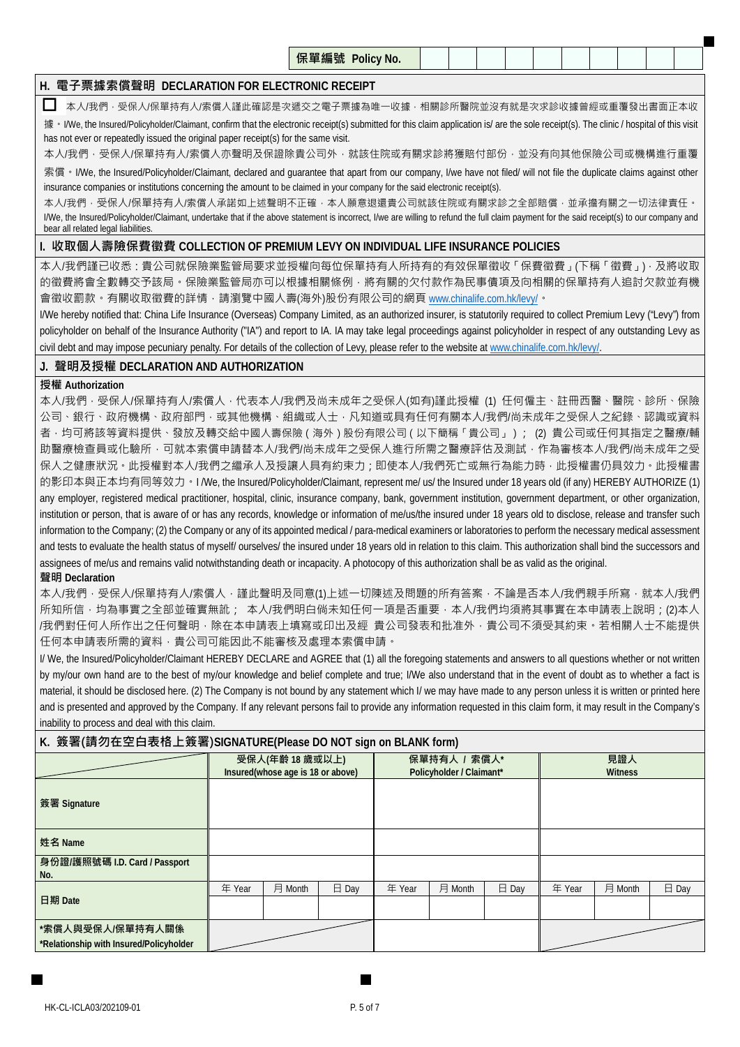| 保單編號 Policy No. | | | | | | | | | | |
|---|---|---|---|---|---|---|---|---|---|---|

## H. 電子票據索償聲明 DECLARATION FOR ELECTRONIC RECEIPT

☐ 本人/我們，受保人/保單持有人/索償人謹此確認是次遞交之電子票據為唯一收據，相關診所醫院並沒有就是次求診收據曾經或重覆發出書面正本收據。I/We, the Insured/Policyholder/Claimant, confirm that the electronic receipt(s) submitted for this claim application is/ are the sole receipt(s). The clinic / hospital of this visit has not ever or repeatedly issued the original paper receipt(s) for the same visit.

本人/我們，受保人/保單持有人/索償人亦聲明及保證除貴公司外，就該住院或有關求診將獲賠付部份，並沒有向其他保險公司或機構進行重覆索償。I/We, the Insured/Policyholder/Claimant, declared and guarantee that apart from our company, I/we have not filed/ will not file the duplicate claims against other insurance companies or institutions concerning the amount to be claimed in your company for the said electronic receipt(s).

本人/我們，受保人/保單持有人/索償人承諾如上述聲明不正確，本人願意退還貴公司就該住院或有關求診之全部賠償，並承擔有關之一切法律責任。I/We, the Insured/Policyholder/Claimant, undertake that if the above statement is incorrect, I/we are willing to refund the full claim payment for the said receipt(s) to our company and bear all related legal liabilities.

## I. 收取個人壽險保費徵費 COLLECTION OF PREMIUM LEVY ON INDIVIDUAL LIFE INSURANCE POLICIES

本人/我們謹已收悉：貴公司就保險業監管局要求並授權向每位保單持有人所持有的有效保單徵收「保費徵費」(下稱「徵費」)，及將收取的徵費將會全數轉交予該局。保險業監管局亦可以根據相關條例，將有關的欠付款作為民事債項及向相關的保單持有人追討欠款並有機會徵收罰款。有關收取徵費的詳情，請瀏覽中國人壽(海外)股份有限公司的網頁 www.chinalife.com.hk/levy/。

I/We hereby notified that: China Life Insurance (Overseas) Company Limited, as an authorized insurer, is statutorily required to collect Premium Levy ("Levy") from policyholder on behalf of the Insurance Authority ("IA") and report to IA. IA may take legal proceedings against policyholder in respect of any outstanding Levy as civil debt and may impose pecuniary penalty. For details of the collection of Levy, please refer to the website at www.chinalife.com.hk/levy/.

## J. 聲明及授權 DECLARATION AND AUTHORIZATION

**授權 Authorization**

本人/我們，受保人/保單持有人/索償人，代表本人/我們及尚未成年之受保人(如有)謹此授權 (1) 任何僱主、註冊西醫、醫院、診所、保險公司、銀行、政府機構、政府部門，或其他機構、組織或人士，凡知道或具有任何有關本人/我們/尚未成年之受保人之紀錄、認識或資料者，均可將該等資料提供、發放及轉交給中國人壽保險（海外）股份有限公司（以下簡稱「貴公司」）； (2) 貴公司或任何其指定之醫療/輔助醫療檢查員或化驗所，可就本索償申請替本人/我們/尚未成年之受保人進行所需之醫療評估及測試，作為審核本人/我們/尚未成年之受保人之健康狀況。此授權對本人/我們之繼承人及授讓人具有約束力；即使本人/我們死亡或無行為能力時，此授權書仍具效力。此授權書的影印本與正本均有同等效力。I /We, the Insured/Policyholder/Claimant, represent me/ us/ the Insured under 18 years old (if any) HEREBY AUTHORIZE (1) any employer, registered medical practitioner, hospital, clinic, insurance company, bank, government institution, government department, or other organization, institution or person, that is aware of or has any records, knowledge or information of me/us/the insured under 18 years old to disclose, release and transfer such information to the Company; (2) the Company or any of its appointed medical / para-medical examiners or laboratories to perform the necessary medical assessment and tests to evaluate the health status of myself/ ourselves/ the insured under 18 years old in relation to this claim. This authorization shall bind the successors and assignees of me/us and remains valid notwithstanding death or incapacity. A photocopy of this authorization shall be as valid as the original.

**聲明 Declaration**

本人/我們，受保人/保單持有人/索償人，謹此聲明及同意(1)上述一切陳述及問題的所有答案，不論是否本人/我們親手所寫，就本人/我們所知所信，均為事實之全部並確實無訛； 本人/我們明白倘未知任何一項是否重要，本人/我們均須將其事實在本申請表上說明；(2)本人/我們對任何人所作出之任何聲明，除在本申請表上填寫或印出及經 貴公司發表和批准外，貴公司不須受其約束。若相關人士不能提供任何本申請表所需的資料，貴公司可能因此不能審核及處理本索償申請。

I/ We, the Insured/Policyholder/Claimant HEREBY DECLARE and AGREE that (1) all the foregoing statements and answers to all questions whether or not written by my/our own hand are to the best of my/our knowledge and belief complete and true; I/We also understand that in the event of doubt as to whether a fact is material, it should be disclosed here. (2) The Company is not bound by any statement which I/ we may have made to any person unless it is written or printed here and is presented and approved by the Company. If any relevant persons fail to provide any information requested in this claim form, it may result in the Company's inability to process and deal with this claim.

## K. 簽署(請勿在空白表格上簽署)SIGNATURE(Please DO NOT sign on BLANK form)

| | 受保人(年齡 18 歲或以上) Insured(whose age is 18 or above) | | | 保單持有人 / 索償人* Policyholder / Claimant* | | | 見證人 Witness | | |
|---|---|---|---|---|---|---|---|---|---|
| 簽署 Signature | | | | | | | | | |
| 姓名 Name | | | | | | | | | |
| 身份證/護照號碼 I.D. Card / Passport No. | | | | | | | | | |
| 日期 Date | 年 Year | 月 Month | 日 Day | 年 Year | 月 Month | 日 Day | 年 Year | 月 Month | 日 Day |
| | | | | | | | | | |
| *索償人與受保人/保單持有人關係 *Relationship with Insured/Policyholder | | | | | | | | | |

HK-CL-ICLA03/202109-01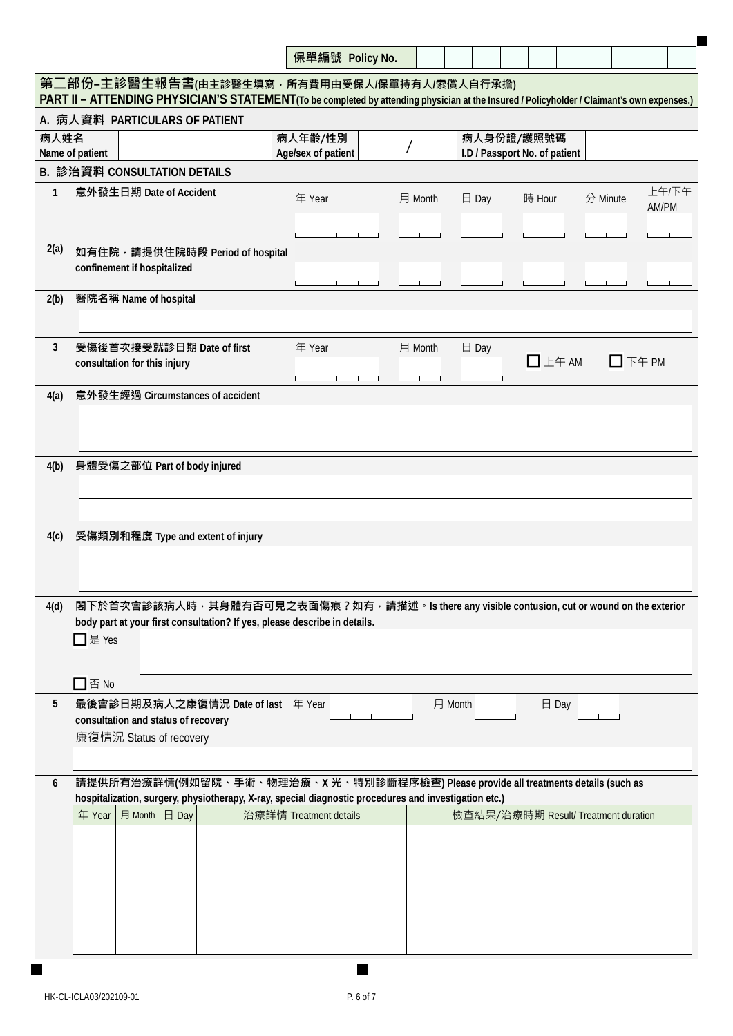保單編號 Policy No.

## 第二部份–主診醫生報告書(由主診醫生填寫，所有費用由受保人/保單持有人/索償人自行承擔)
## PART II – ATTENDING PHYSICIAN'S STATEMENT(To be completed by attending physician at the Insured / Policyholder / Claimant's own expenses.)

### A. 病人資料 PARTICULARS OF PATIENT

| 病人姓名 Name of patient | | 病人年齡/性別 Age/sex of patient | / | 病人身份證/護照號碼 I.D / Passport No. of patient | |
|---|---|---|---|---|---|

### B. 診治資料 CONSULTATION DETAILS

**1** 意外發生日期 Date of Accident

年 Year 月 Month 日 Day 時 Hour 分 Minute 上午/下午 AM/PM

**2(a)** 如有住院，請提供住院時段 Period of hospital confinement if hospitalized

**2(b)** 醫院名稱 Name of hospital

**3** 受傷後首次接受就診日期 Date of first consultation for this injury

年 Year 月 Month 日 Day ☐ 上午 AM ☐ 下午 PM

**4(a)** 意外發生經過 Circumstances of accident

**4(b)** 身體受傷之部位 Part of body injured

**4(c)** 受傷類別和程度 Type and extent of injury

**4(d)** 閣下於首次會診該病人時，其身體有否可見之表面傷痕？如有，請描述。Is there any visible contusion, cut or wound on the exterior body part at your first consultation? If yes, please describe in details.

☐ 是 Yes

☐ 否 No

**5** 最後會診日期及病人之康復情況 Date of last consultation and status of recovery 年 Year 月 Month 日 Day

康復情況 Status of recovery

**6** 請提供所有治療詳情(例如留院、手術、物理治療、X光、特別診斷程序檢查) Please provide all treatments details (such as hospitalization, surgery, physiotherapy, X-ray, special diagnostic procedures and investigation etc.)

| 年 Year | 月 Month | 日 Day | 治療詳情 Treatment details | 檢查結果/治療時期 Result/ Treatment duration |
|---|---|---|---|---|
| | | | | |

HK-CL-ICLA03/202109-01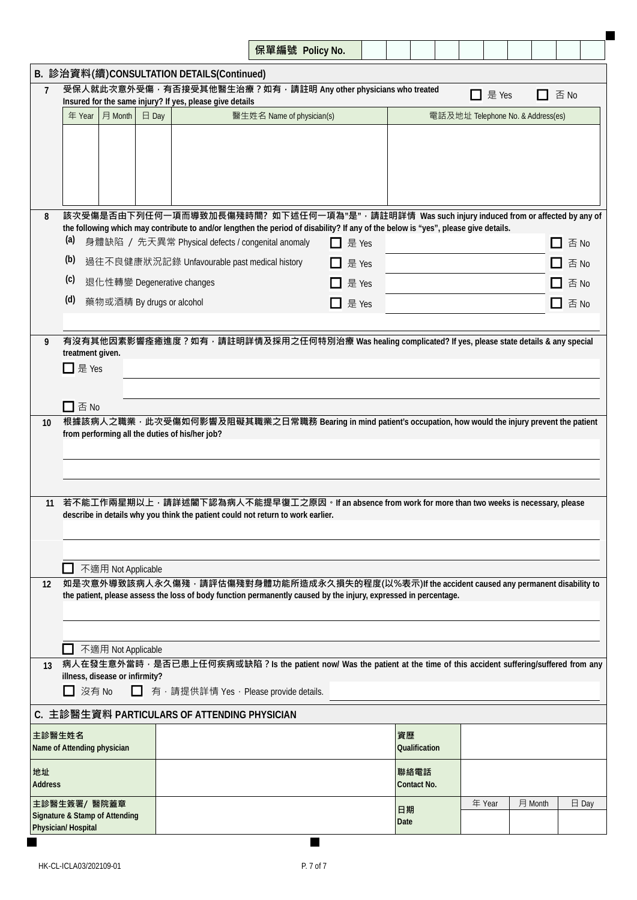保單編號 Policy No.

## B. 診治資料(續)CONSULTATION DETAILS(Continued)

**7** 受保人就此次意外受傷，有否接受其他醫生治療？如有，請註明 Any other physicians who treated Insured for the same injury? If yes, please give details ☐ 是 Yes ☐ 否 No

| 年 Year | 月 Month | 日 Day | 醫生姓名 Name of physician(s) | 電話及地址 Telephone No. & Address(es) |
|---|---|---|---|---|
| | | | | |

**8** 該次受傷是否由下列任何一項而導致加長傷殘時間? 如下述任何一項為"是"，請註明詳情 Was such injury induced from or affected by any of the following which may contribute to and/or lengthen the period of disability? If any of the below is "yes", please give details.

(a) 身體缺陷 / 先天異常 Physical defects / congenital anomaly ☐ 是 Yes ☐ 否 No

(b) 過往不良健康狀況記錄 Unfavourable past medical history ☐ 是 Yes ☐ 否 No

(c) 退化性轉變 Degenerative changes ☐ 是 Yes ☐ 否 No

(d) 藥物或酒精 By drugs or alcohol ☐ 是 Yes ☐ 否 No

**9** 有沒有其他因素影響痊癒進度？如有，請註明詳情及採用之任何特別治療 Was healing complicated? If yes, please state details & any special treatment given.

☐ 是 Yes

☐ 否 No

**10** 根據該病人之職業，此次受傷如何影響及阻礙其職業之日常職務 Bearing in mind patient's occupation, how would the injury prevent the patient from performing all the duties of his/her job?

**11** 若不能工作兩星期以上，請詳述閣下認為病人不能提早復工之原因。If an absence from work for more than two weeks is necessary, please describe in details why you think the patient could not return to work earlier.

☐ 不適用 Not Applicable

**12** 如是次意外導致該病人永久傷殘，請評估傷殘對身體功能所造成永久損失的程度(以%表示)If the accident caused any permanent disability to the patient, please assess the loss of body function permanently caused by the injury, expressed in percentage.

☐ 不適用 Not Applicable

**13** 病人在發生意外當時，是否已患上任何疾病或缺陷？Is the patient now/ Was the patient at the time of this accident suffering/suffered from any illness, disease or infirmity?

☐ 沒有 No ☐ 有，請提供詳情 Yes，Please provide details.

## C. 主診醫生資料 PARTICULARS OF ATTENDING PHYSICIAN

| | | | | | |
|---|---|---|---|---|---|
| **主診醫生姓名**<br>**Name of Attending physician** | | **資歷**<br>**Qualification** | | | |
| **地址**<br>**Address** | | **聯絡電話**<br>**Contact No.** | | | |
| **主診醫生簽署/ 醫院蓋章**<br>**Signature & Stamp of Attending Physician/ Hospital** | | **日期**<br>**Date** | 年 Year | 月 Month | 日 Day |

HK-CL-ICLA03/202109-01